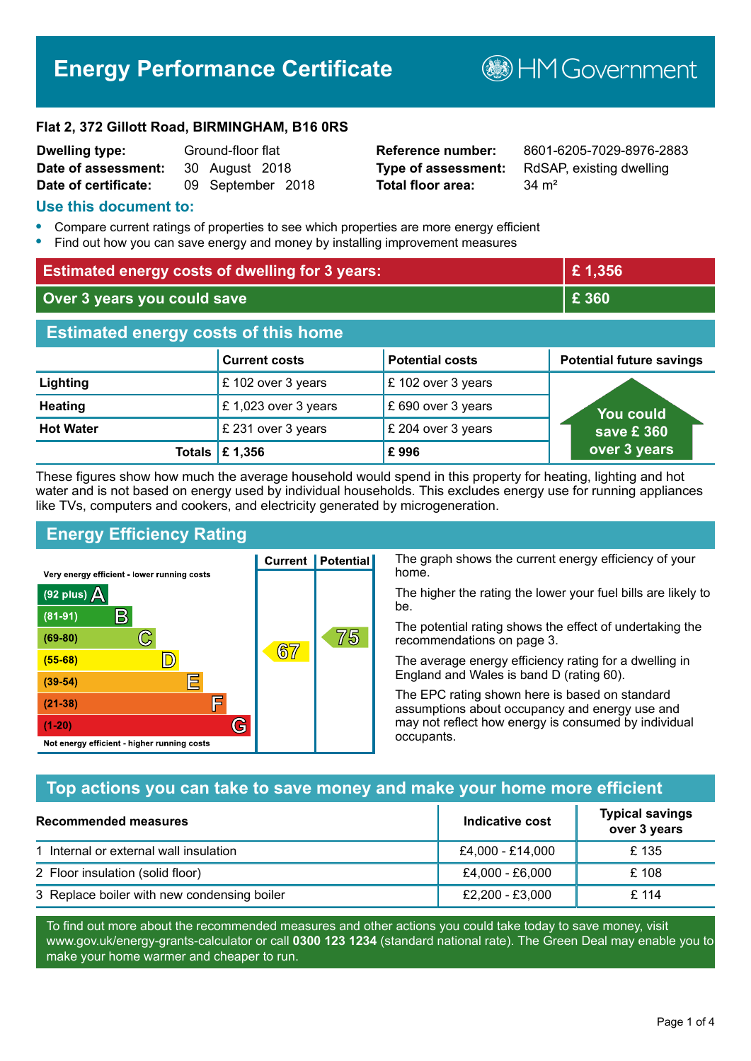# Energy Performance Certificate

HM Government

**Flat 2, 372 Gillott Road, BIRMINGHAM, B16 0RS**

| | | | |
|---|---|---|---|
| **Dwelling type:** | Ground-floor flat | **Reference number:** | 8601-6205-7029-8976-2883 |
| **Date of assessment:** | 30 August 2018 | **Type of assessment:** | RdSAP, existing dwelling |
| **Date of certificate:** | 09 September 2018 | **Total floor area:** | 34 m² |

## Use this document to:

- Compare current ratings of properties to see which properties are more energy efficient
- Find out how you can save energy and money by installing improvement measures

| | |
|---|---|
| **Estimated energy costs of dwelling for 3 years:** | **£ 1,356** |
| **Over 3 years you could save** | **£ 360** |

## Estimated energy costs of this home

| | Current costs | Potential costs | Potential future savings |
|---|---|---|---|
| **Lighting** | £ 102 over 3 years | £ 102 over 3 years | You could save £ 360 over 3 years |
| **Heating** | £ 1,023 over 3 years | £ 690 over 3 years | |
| **Hot Water** | £ 231 over 3 years | £ 204 over 3 years | |
| **Totals** | **£ 1,356** | **£ 996** | |

These figures show how much the average household would spend in this property for heating, lighting and hot water and is not based on energy used by individual households. This excludes energy use for running appliances like TVs, computers and cookers, and electricity generated by microgeneration.

## Energy Efficiency Rating

| Rating band | Current | Potential |
|---|---|---|
| Very energy efficient - lower running costs | | |
| (92 plus) A | | |
| (81-91) B | | |
| (69-80) C | | 75 |
| (55-68) D | 67 | |
| (39-54) E | | |
| (21-38) F | | |
| (1-20) G | | |
| Not energy efficient - higher running costs | | |

The graph shows the current energy efficiency of your home.

The higher the rating the lower your fuel bills are likely to be.

The potential rating shows the effect of undertaking the recommendations on page 3.

The average energy efficiency rating for a dwelling in England and Wales is band D (rating 60).

The EPC rating shown here is based on standard assumptions about occupancy and energy use and may not reflect how energy is consumed by individual occupants.

## Top actions you can take to save money and make your home more efficient

| Recommended measures | Indicative cost | Typical savings over 3 years |
|---|---|---|
| 1 Internal or external wall insulation | £4,000 - £14,000 | £ 135 |
| 2 Floor insulation (solid floor) | £4,000 - £6,000 | £ 108 |
| 3 Replace boiler with new condensing boiler | £2,200 - £3,000 | £ 114 |

To find out more about the recommended measures and other actions you could take today to save money, visit www.gov.uk/energy-grants-calculator or call **0300 123 1234** (standard national rate). The Green Deal may enable you to make your home warmer and cheaper to run.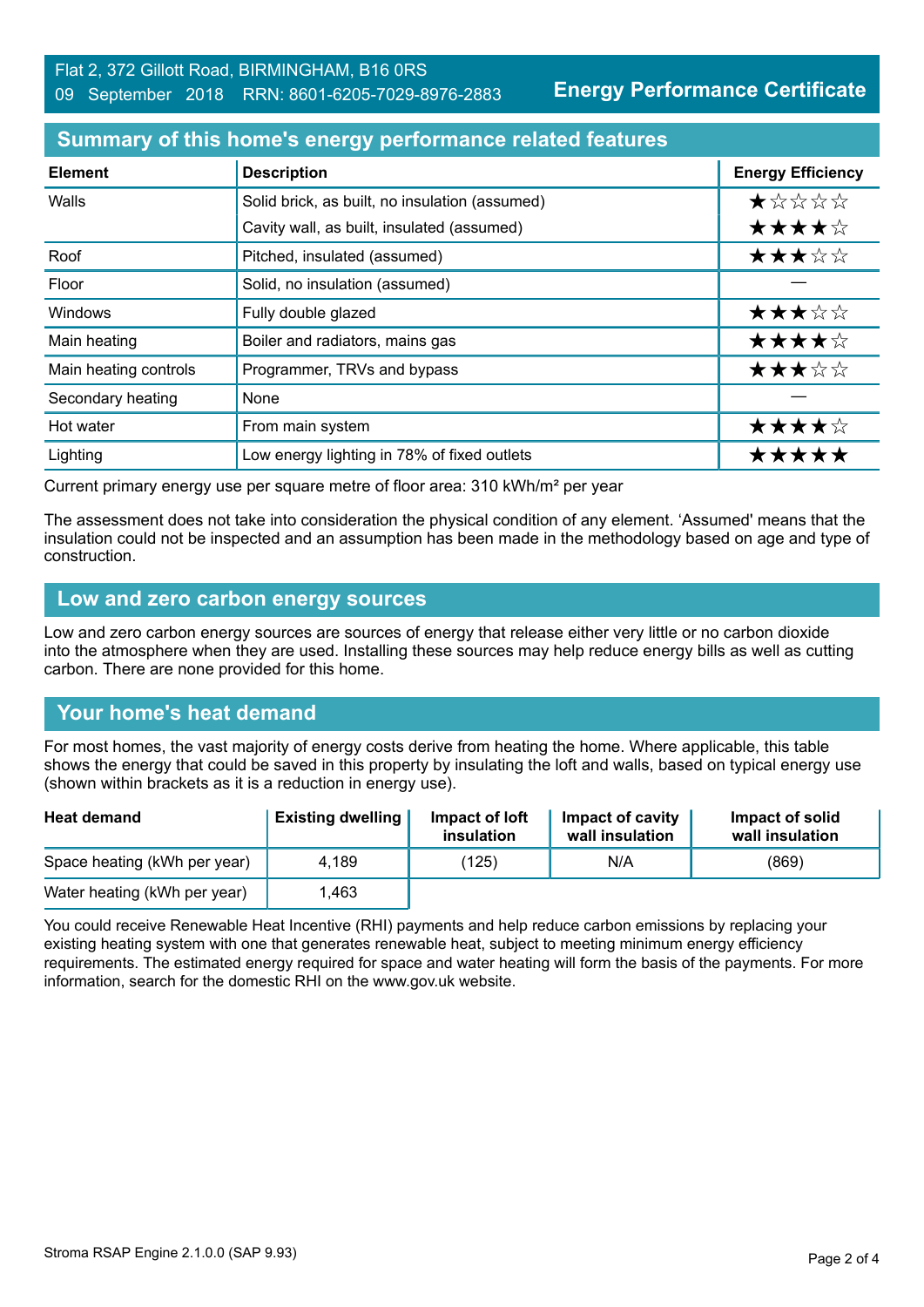Flat 2, 372 Gillott Road, BIRMINGHAM, B16 0RS
09 September 2018 RRN: 8601-6205-7029-8976-2883

**Energy Performance Certificate**

## Summary of this home's energy performance related features

| Element | Description | Energy Efficiency |
|---|---|---|
| Walls | Solid brick, as built, no insulation (assumed) | ★☆☆☆☆ |
| | Cavity wall, as built, insulated (assumed) | ★★★★☆ |
| Roof | Pitched, insulated (assumed) | ★★★☆☆ |
| Floor | Solid, no insulation (assumed) | — |
| Windows | Fully double glazed | ★★★☆☆ |
| Main heating | Boiler and radiators, mains gas | ★★★★☆ |
| Main heating controls | Programmer, TRVs and bypass | ★★★☆☆ |
| Secondary heating | None | — |
| Hot water | From main system | ★★★★☆ |
| Lighting | Low energy lighting in 78% of fixed outlets | ★★★★★ |

Current primary energy use per square metre of floor area: 310 kWh/m² per year

The assessment does not take into consideration the physical condition of any element. 'Assumed' means that the insulation could not be inspected and an assumption has been made in the methodology based on age and type of construction.

## Low and zero carbon energy sources

Low and zero carbon energy sources are sources of energy that release either very little or no carbon dioxide into the atmosphere when they are used. Installing these sources may help reduce energy bills as well as cutting carbon. There are none provided for this home.

## Your home's heat demand

For most homes, the vast majority of energy costs derive from heating the home. Where applicable, this table shows the energy that could be saved in this property by insulating the loft and walls, based on typical energy use (shown within brackets as it is a reduction in energy use).

| Heat demand | Existing dwelling | Impact of loft insulation | Impact of cavity wall insulation | Impact of solid wall insulation |
|---|---|---|---|---|
| Space heating (kWh per year) | 4,189 | (125) | N/A | (869) |
| Water heating (kWh per year) | 1,463 | | | |

You could receive Renewable Heat Incentive (RHI) payments and help reduce carbon emissions by replacing your existing heating system with one that generates renewable heat, subject to meeting minimum energy efficiency requirements. The estimated energy required for space and water heating will form the basis of the payments. For more information, search for the domestic RHI on the www.gov.uk website.

Stroma RSAP Engine 2.1.0.0 (SAP 9.93)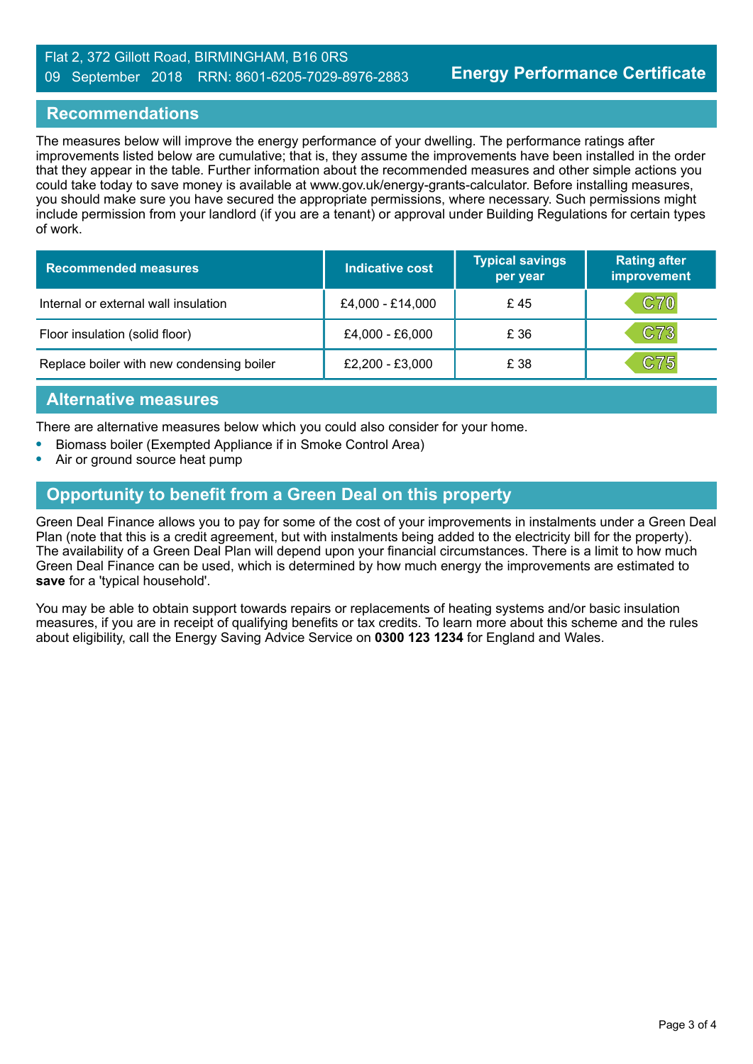Flat 2, 372 Gillott Road, BIRMINGHAM, B16 0RS
09 September 2018 RRN: 8601-6205-7029-8976-2883

**Energy Performance Certificate**

## Recommendations

The measures below will improve the energy performance of your dwelling. The performance ratings after improvements listed below are cumulative; that is, they assume the improvements have been installed in the order that they appear in the table. Further information about the recommended measures and other simple actions you could take today to save money is available at www.gov.uk/energy-grants-calculator. Before installing measures, you should make sure you have secured the appropriate permissions, where necessary. Such permissions might include permission from your landlord (if you are a tenant) or approval under Building Regulations for certain types of work.

| Recommended measures | Indicative cost | Typical savings per year | Rating after improvement |
|---|---|---|---|
| Internal or external wall insulation | £4,000 - £14,000 | £ 45 | C70 |
| Floor insulation (solid floor) | £4,000 - £6,000 | £ 36 | C73 |
| Replace boiler with new condensing boiler | £2,200 - £3,000 | £ 38 | C75 |

## Alternative measures

There are alternative measures below which you could also consider for your home.

- Biomass boiler (Exempted Appliance if in Smoke Control Area)
- Air or ground source heat pump

## Opportunity to benefit from a Green Deal on this property

Green Deal Finance allows you to pay for some of the cost of your improvements in instalments under a Green Deal Plan (note that this is a credit agreement, but with instalments being added to the electricity bill for the property). The availability of a Green Deal Plan will depend upon your financial circumstances. There is a limit to how much Green Deal Finance can be used, which is determined by how much energy the improvements are estimated to **save** for a 'typical household'.

You may be able to obtain support towards repairs or replacements of heating systems and/or basic insulation measures, if you are in receipt of qualifying benefits or tax credits. To learn more about this scheme and the rules about eligibility, call the Energy Saving Advice Service on **0300 123 1234** for England and Wales.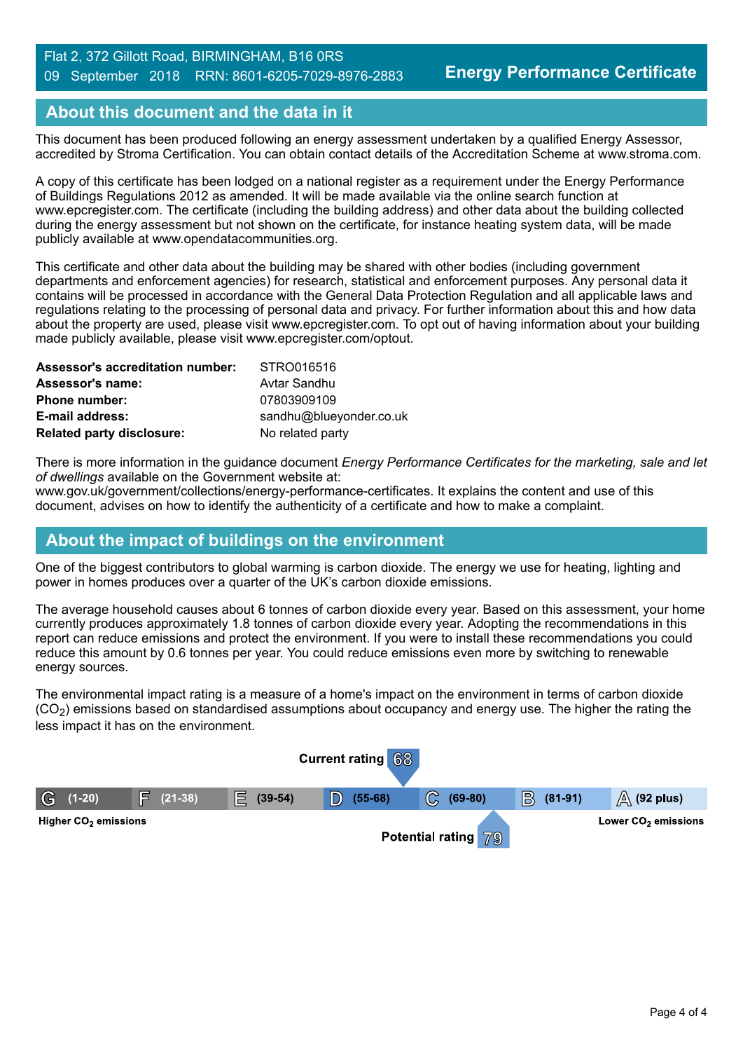Flat 2, 372 Gillott Road, BIRMINGHAM, B16 0RS
09 September 2018 RRN: 8601-6205-7029-8976-2883

**Energy Performance Certificate**

## About this document and the data in it

This document has been produced following an energy assessment undertaken by a qualified Energy Assessor, accredited by Stroma Certification. You can obtain contact details of the Accreditation Scheme at www.stroma.com.

A copy of this certificate has been lodged on a national register as a requirement under the Energy Performance of Buildings Regulations 2012 as amended. It will be made available via the online search function at www.epcregister.com. The certificate (including the building address) and other data about the building collected during the energy assessment but not shown on the certificate, for instance heating system data, will be made publicly available at www.opendatacommunities.org.

This certificate and other data about the building may be shared with other bodies (including government departments and enforcement agencies) for research, statistical and enforcement purposes. Any personal data it contains will be processed in accordance with the General Data Protection Regulation and all applicable laws and regulations relating to the processing of personal data and privacy. For further information about this and how data about the property are used, please visit www.epcregister.com. To opt out of having information about your building made publicly available, please visit www.epcregister.com/optout.

| | |
|---|---|
| **Assessor's accreditation number:** | STRO016516 |
| **Assessor's name:** | Avtar Sandhu |
| **Phone number:** | 07803909109 |
| **E-mail address:** | sandhu@blueyonder.co.uk |
| **Related party disclosure:** | No related party |

There is more information in the guidance document *Energy Performance Certificates for the marketing, sale and let of dwellings* available on the Government website at: www.gov.uk/government/collections/energy-performance-certificates. It explains the content and use of this document, advises on how to identify the authenticity of a certificate and how to make a complaint.

## About the impact of buildings on the environment

One of the biggest contributors to global warming is carbon dioxide. The energy we use for heating, lighting and power in homes produces over a quarter of the UK's carbon dioxide emissions.

The average household causes about 6 tonnes of carbon dioxide every year. Based on this assessment, your home currently produces approximately 1.8 tonnes of carbon dioxide every year. Adopting the recommendations in this report can reduce emissions and protect the environment. If you were to install these recommendations you could reduce this amount by 0.6 tonnes per year. You could reduce emissions even more by switching to renewable energy sources.

The environmental impact rating is a measure of a home's impact on the environment in terms of carbon dioxide ($CO_2$) emissions based on standardised assumptions about occupancy and energy use. The higher the rating the less impact it has on the environment.

Current rating 68

G (1-20) F (21-38) E (39-54) D (55-68) C (69-80) B (81-91) A (92 plus)

Higher $CO_2$ emissions

Lower $CO_2$ emissions

Potential rating 79